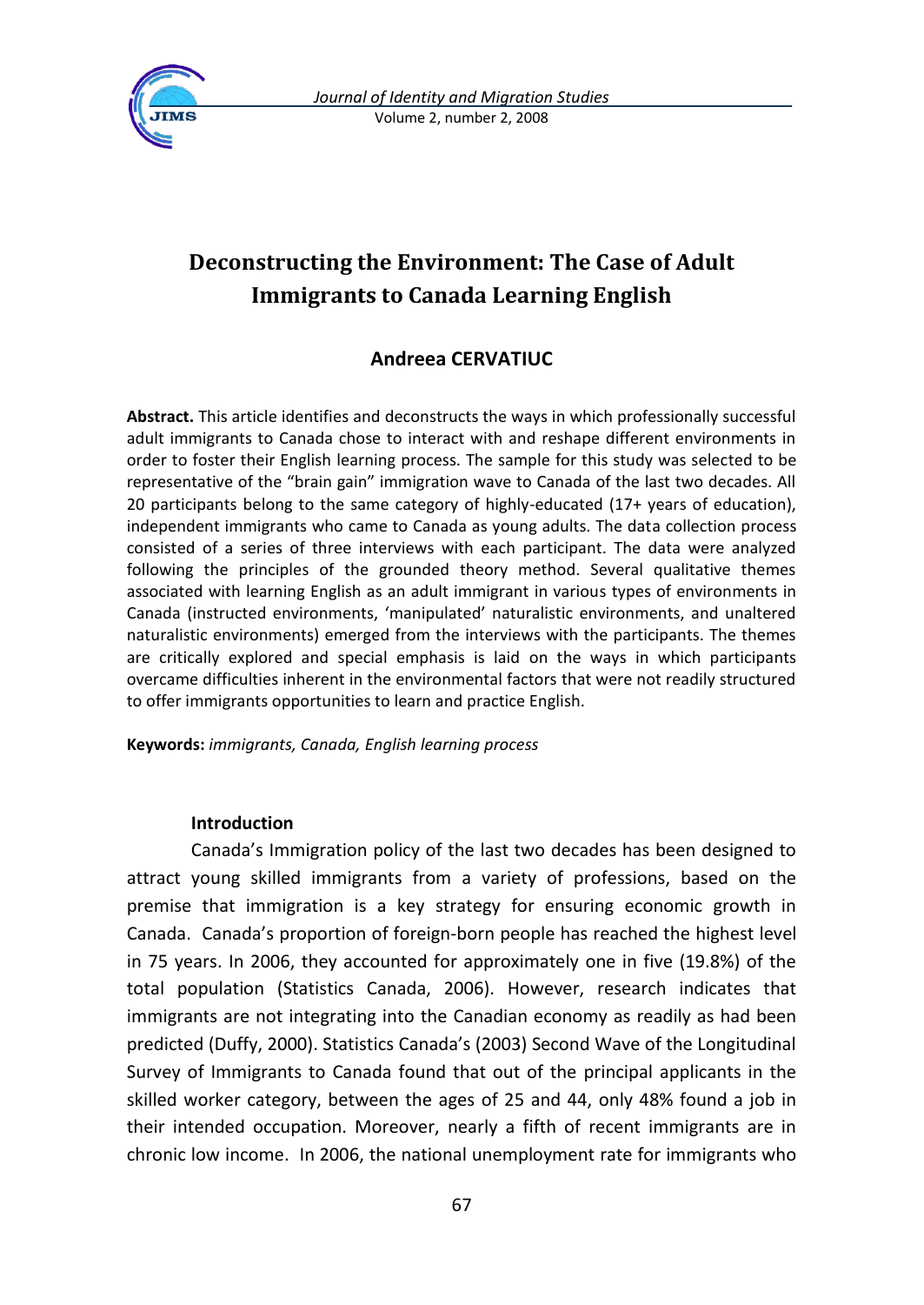# Deconstructing the Environment: The Case of Adult Immigrants to Canada Learning English

**Andreea CERVATIUC**

**Abstract.** This article identifies and deconstructs the ways in which professionally successful adult immigrants to Canada chose to interact with and reshape different environments in order to foster their English learning process. The sample for this study was selected to be representative of the "brain gain" immigration wave to Canada of the last two decades. All 20 participants belong to the same category of highly-educated (17+ years of education), independent immigrants who came to Canada as young adults. The data collection process consisted of a series of three interviews with each participant. The data were analyzed following the principles of the grounded theory method. Several qualitative themes associated with learning English as an adult immigrant in various types of environments in Canada (instructed environments, 'manipulated' naturalistic environments, and unaltered naturalistic environments) emerged from the interviews with the participants. The themes are critically explored and special emphasis is laid on the ways in which participants overcame difficulties inherent in the environmental factors that were not readily structured to offer immigrants opportunities to learn and practice English.

**Keywords:** *immigrants, Canada, English learning process*

## Introduction

Canada's Immigration policy of the last two decades has been designed to attract young skilled immigrants from a variety of professions, based on the premise that immigration is a key strategy for ensuring economic growth in Canada. Canada's proportion of foreign-born people has reached the highest level in 75 years. In 2006, they accounted for approximately one in five (19.8%) of the total population (Statistics Canada, 2006). However, research indicates that immigrants are not integrating into the Canadian economy as readily as had been predicted (Duffy, 2000). Statistics Canada's (2003) Second Wave of the Longitudinal Survey of Immigrants to Canada found that out of the principal applicants in the skilled worker category, between the ages of 25 and 44, only 48% found a job in their intended occupation. Moreover, nearly a fifth of recent immigrants are in chronic low income. In 2006, the national unemployment rate for immigrants who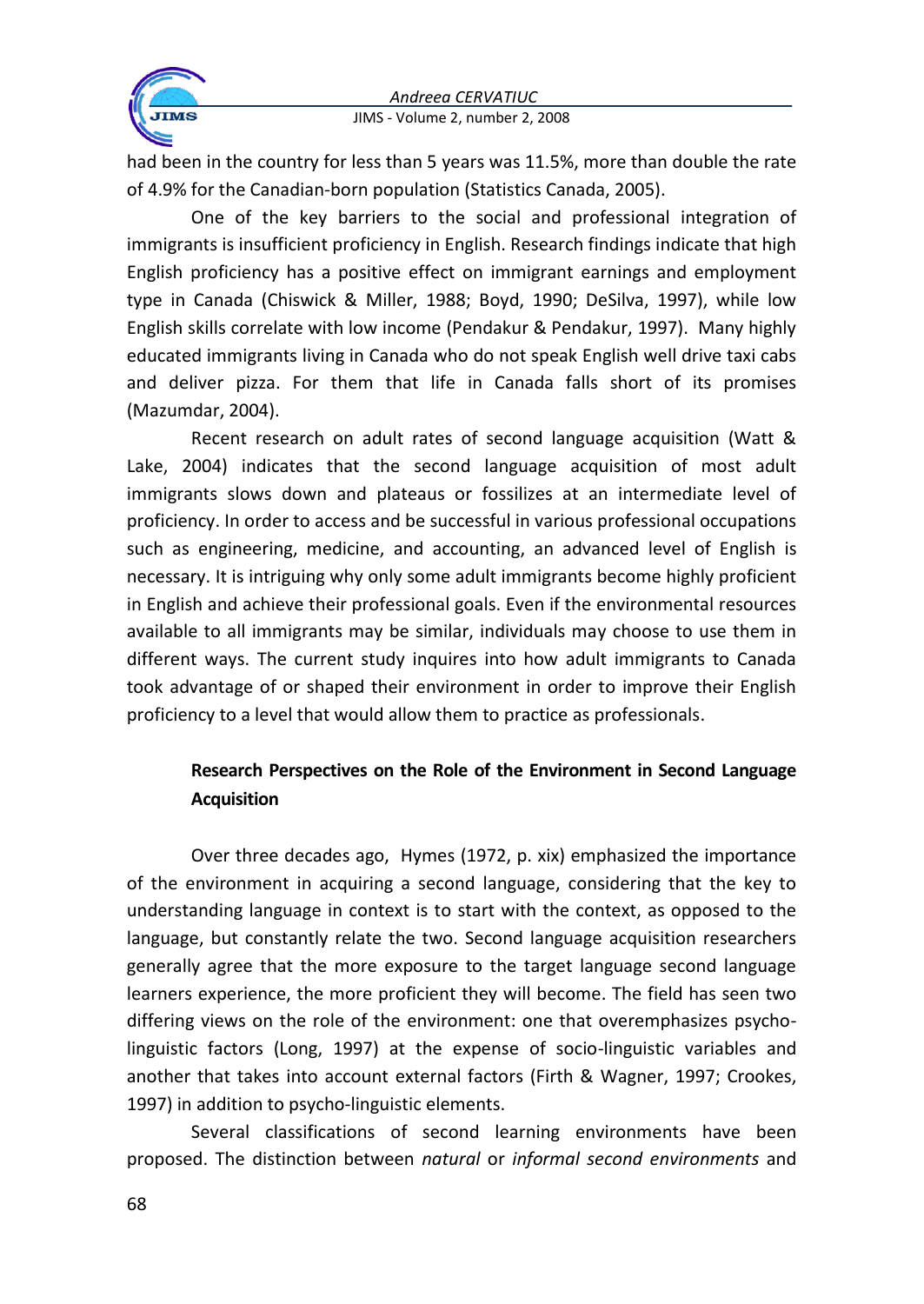had been in the country for less than 5 years was 11.5%, more than double the rate of 4.9% for the Canadian-born population (Statistics Canada, 2005).

One of the key barriers to the social and professional integration of immigrants is insufficient proficiency in English. Research findings indicate that high English proficiency has a positive effect on immigrant earnings and employment type in Canada (Chiswick & Miller, 1988; Boyd, 1990; DeSilva, 1997), while low English skills correlate with low income (Pendakur & Pendakur, 1997). Many highly educated immigrants living in Canada who do not speak English well drive taxi cabs and deliver pizza. For them that life in Canada falls short of its promises (Mazumdar, 2004).

Recent research on adult rates of second language acquisition (Watt & Lake, 2004) indicates that the second language acquisition of most adult immigrants slows down and plateaus or fossilizes at an intermediate level of proficiency. In order to access and be successful in various professional occupations such as engineering, medicine, and accounting, an advanced level of English is necessary. It is intriguing why only some adult immigrants become highly proficient in English and achieve their professional goals. Even if the environmental resources available to all immigrants may be similar, individuals may choose to use them in different ways. The current study inquires into how adult immigrants to Canada took advantage of or shaped their environment in order to improve their English proficiency to a level that would allow them to practice as professionals.

## Research Perspectives on the Role of the Environment in Second Language Acquisition

Over three decades ago, Hymes (1972, p. xix) emphasized the importance of the environment in acquiring a second language, considering that the key to understanding language in context is to start with the context, as opposed to the language, but constantly relate the two. Second language acquisition researchers generally agree that the more exposure to the target language second language learners experience, the more proficient they will become. The field has seen two differing views on the role of the environment: one that overemphasizes psycho-linguistic factors (Long, 1997) at the expense of socio-linguistic variables and another that takes into account external factors (Firth & Wagner, 1997; Crookes, 1997) in addition to psycho-linguistic elements.

Several classifications of second learning environments have been proposed. The distinction between *natural* or *informal second environments* and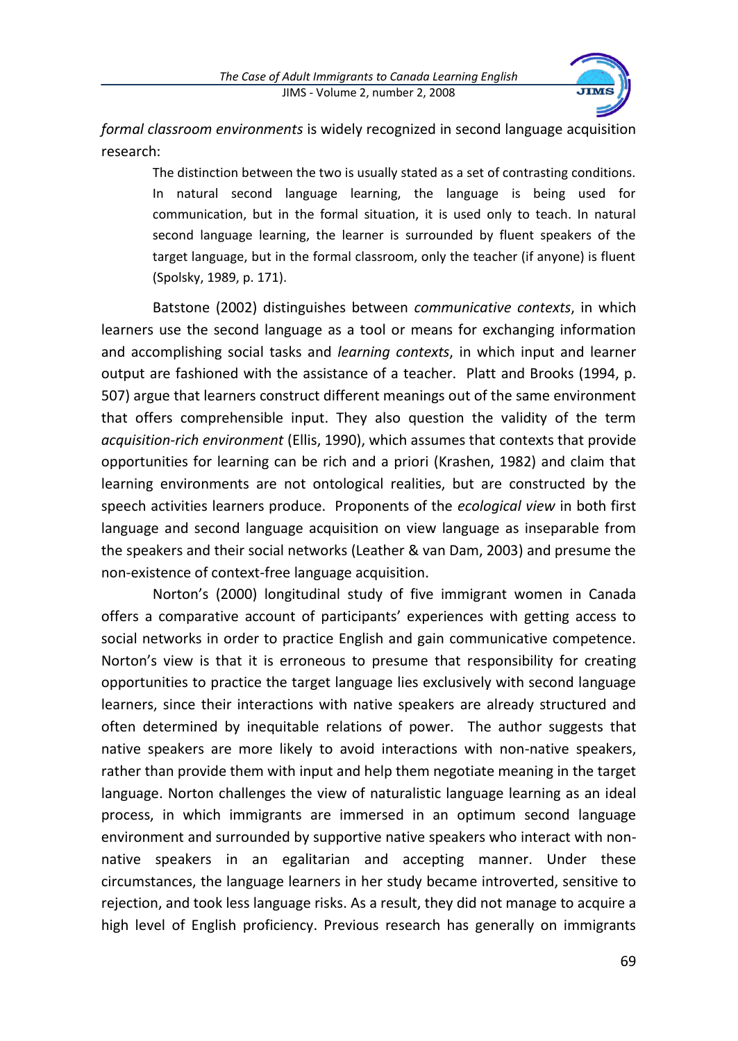*formal classroom environments* is widely recognized in second language acquisition research:

> The distinction between the two is usually stated as a set of contrasting conditions. In natural second language learning, the language is being used for communication, but in the formal situation, it is used only to teach. In natural second language learning, the learner is surrounded by fluent speakers of the target language, but in the formal classroom, only the teacher (if anyone) is fluent (Spolsky, 1989, p. 171).

Batstone (2002) distinguishes between *communicative contexts*, in which learners use the second language as a tool or means for exchanging information and accomplishing social tasks and *learning contexts*, in which input and learner output are fashioned with the assistance of a teacher. Platt and Brooks (1994, p. 507) argue that learners construct different meanings out of the same environment that offers comprehensible input. They also question the validity of the term *acquisition-rich environment* (Ellis, 1990), which assumes that contexts that provide opportunities for learning can be rich and a priori (Krashen, 1982) and claim that learning environments are not ontological realities, but are constructed by the speech activities learners produce. Proponents of the *ecological view* in both first language and second language acquisition on view language as inseparable from the speakers and their social networks (Leather & van Dam, 2003) and presume the non-existence of context-free language acquisition.

Norton's (2000) longitudinal study of five immigrant women in Canada offers a comparative account of participants' experiences with getting access to social networks in order to practice English and gain communicative competence. Norton's view is that it is erroneous to presume that responsibility for creating opportunities to practice the target language lies exclusively with second language learners, since their interactions with native speakers are already structured and often determined by inequitable relations of power. The author suggests that native speakers are more likely to avoid interactions with non-native speakers, rather than provide them with input and help them negotiate meaning in the target language. Norton challenges the view of naturalistic language learning as an ideal process, in which immigrants are immersed in an optimum second language environment and surrounded by supportive native speakers who interact with non-native speakers in an egalitarian and accepting manner. Under these circumstances, the language learners in her study became introverted, sensitive to rejection, and took less language risks. As a result, they did not manage to acquire a high level of English proficiency. Previous research has generally on immigrants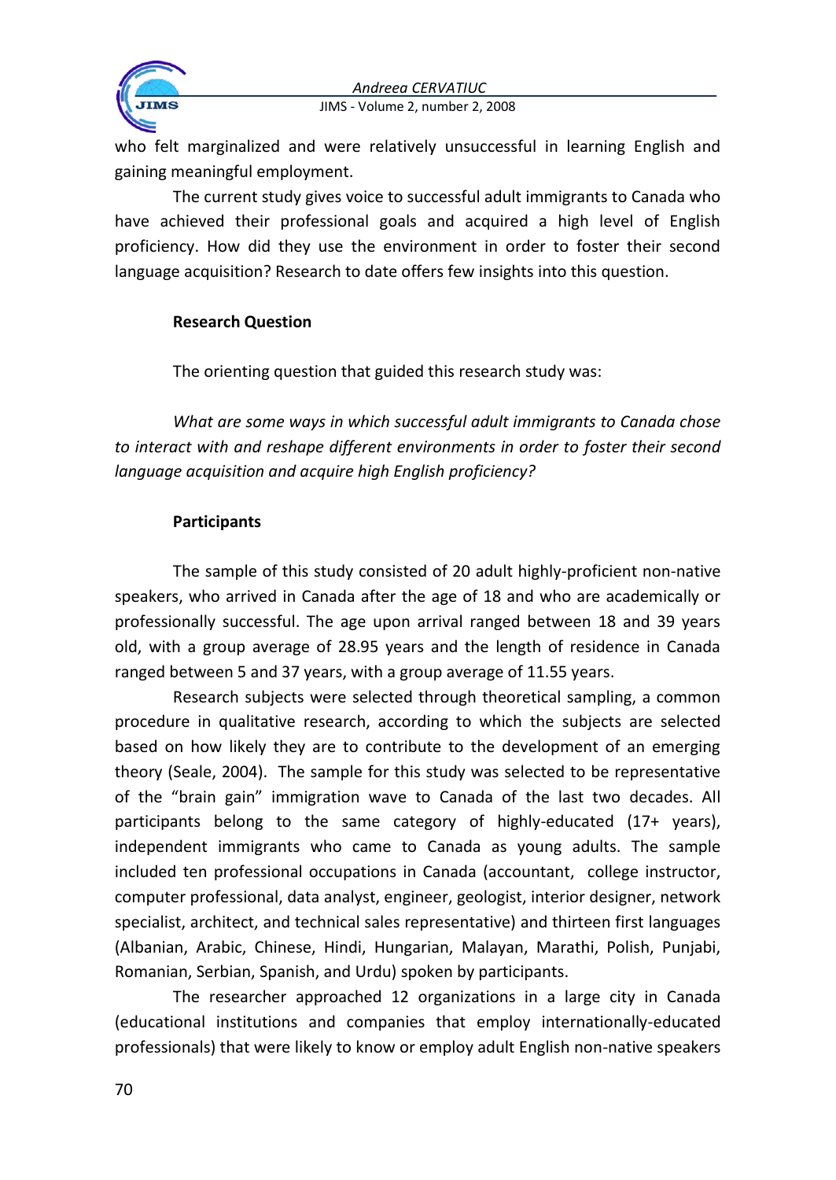who felt marginalized and were relatively unsuccessful in learning English and gaining meaningful employment.

The current study gives voice to successful adult immigrants to Canada who have achieved their professional goals and acquired a high level of English proficiency. How did they use the environment in order to foster their second language acquisition? Research to date offers few insights into this question.

**Research Question**

The orienting question that guided this research study was:

*What are some ways in which successful adult immigrants to Canada chose to interact with and reshape different environments in order to foster their second language acquisition and acquire high English proficiency?*

**Participants**

The sample of this study consisted of 20 adult highly-proficient non-native speakers, who arrived in Canada after the age of 18 and who are academically or professionally successful. The age upon arrival ranged between 18 and 39 years old, with a group average of 28.95 years and the length of residence in Canada ranged between 5 and 37 years, with a group average of 11.55 years.

Research subjects were selected through theoretical sampling, a common procedure in qualitative research, according to which the subjects are selected based on how likely they are to contribute to the development of an emerging theory (Seale, 2004). The sample for this study was selected to be representative of the "brain gain" immigration wave to Canada of the last two decades. All participants belong to the same category of highly-educated (17+ years), independent immigrants who came to Canada as young adults. The sample included ten professional occupations in Canada (accountant, college instructor, computer professional, data analyst, engineer, geologist, interior designer, network specialist, architect, and technical sales representative) and thirteen first languages (Albanian, Arabic, Chinese, Hindi, Hungarian, Malayan, Marathi, Polish, Punjabi, Romanian, Serbian, Spanish, and Urdu) spoken by participants.

The researcher approached 12 organizations in a large city in Canada (educational institutions and companies that employ internationally-educated professionals) that were likely to know or employ adult English non-native speakers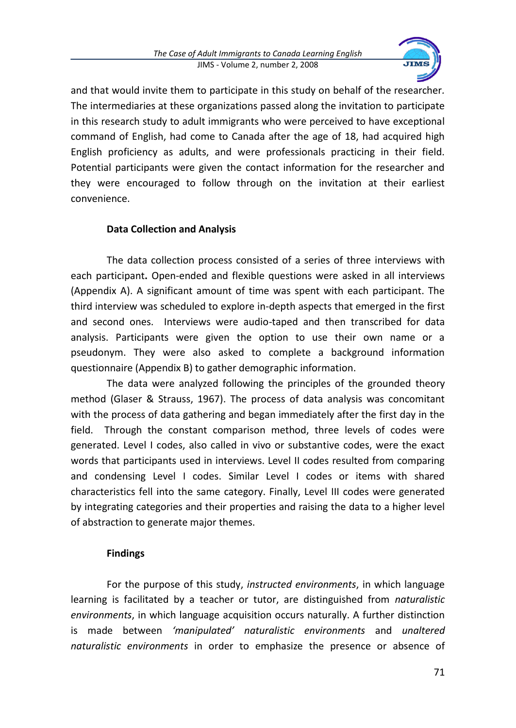and that would invite them to participate in this study on behalf of the researcher. The intermediaries at these organizations passed along the invitation to participate in this research study to adult immigrants who were perceived to have exceptional command of English, had come to Canada after the age of 18, had acquired high English proficiency as adults, and were professionals practicing in their field. Potential participants were given the contact information for the researcher and they were encouraged to follow through on the invitation at their earliest convenience.

### Data Collection and Analysis

The data collection process consisted of a series of three interviews with each participant**.** Open-ended and flexible questions were asked in all interviews (Appendix A). A significant amount of time was spent with each participant. The third interview was scheduled to explore in-depth aspects that emerged in the first and second ones. Interviews were audio-taped and then transcribed for data analysis. Participants were given the option to use their own name or a pseudonym. They were also asked to complete a background information questionnaire (Appendix B) to gather demographic information.

The data were analyzed following the principles of the grounded theory method (Glaser & Strauss, 1967). The process of data analysis was concomitant with the process of data gathering and began immediately after the first day in the field. Through the constant comparison method, three levels of codes were generated. Level I codes, also called in vivo or substantive codes, were the exact words that participants used in interviews. Level II codes resulted from comparing and condensing Level I codes. Similar Level I codes or items with shared characteristics fell into the same category. Finally, Level III codes were generated by integrating categories and their properties and raising the data to a higher level of abstraction to generate major themes.

### Findings

For the purpose of this study, *instructed environments*, in which language learning is facilitated by a teacher or tutor, are distinguished from *naturalistic environments*, in which language acquisition occurs naturally. A further distinction is made between *'manipulated' naturalistic environments* and *unaltered naturalistic environments* in order to emphasize the presence or absence of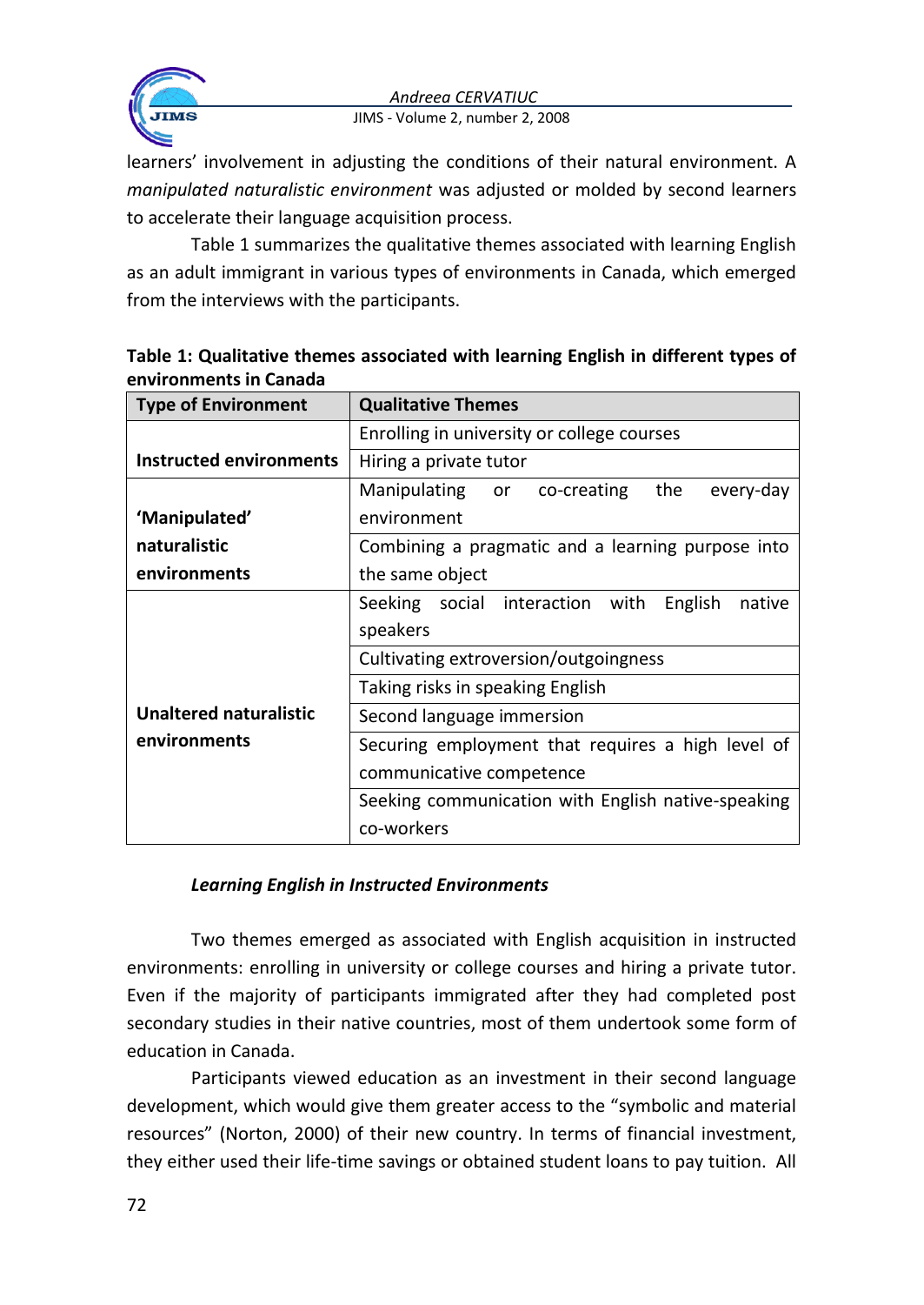learners' involvement in adjusting the conditions of their natural environment. A *manipulated naturalistic environment* was adjusted or molded by second learners to accelerate their language acquisition process.

Table 1 summarizes the qualitative themes associated with learning English as an adult immigrant in various types of environments in Canada, which emerged from the interviews with the participants.

**Table 1: Qualitative themes associated with learning English in different types of environments in Canada**

| Type of Environment | Qualitative Themes |
|---|---|
| **Instructed environments** | Enrolling in university or college courses |
| | Hiring a private tutor |
| **'Manipulated' naturalistic environments** | Manipulating or co-creating the every-day environment |
| | Combining a pragmatic and a learning purpose into the same object |
| **Unaltered naturalistic environments** | Seeking social interaction with English native speakers |
| | Cultivating extroversion/outgoingness |
| | Taking risks in speaking English |
| | Second language immersion |
| | Securing employment that requires a high level of communicative competence |
| | Seeking communication with English native-speaking co-workers |

***Learning English in Instructed Environments***

Two themes emerged as associated with English acquisition in instructed environments: enrolling in university or college courses and hiring a private tutor. Even if the majority of participants immigrated after they had completed post secondary studies in their native countries, most of them undertook some form of education in Canada.

Participants viewed education as an investment in their second language development, which would give them greater access to the "symbolic and material resources" (Norton, 2000) of their new country. In terms of financial investment, they either used their life-time savings or obtained student loans to pay tuition. All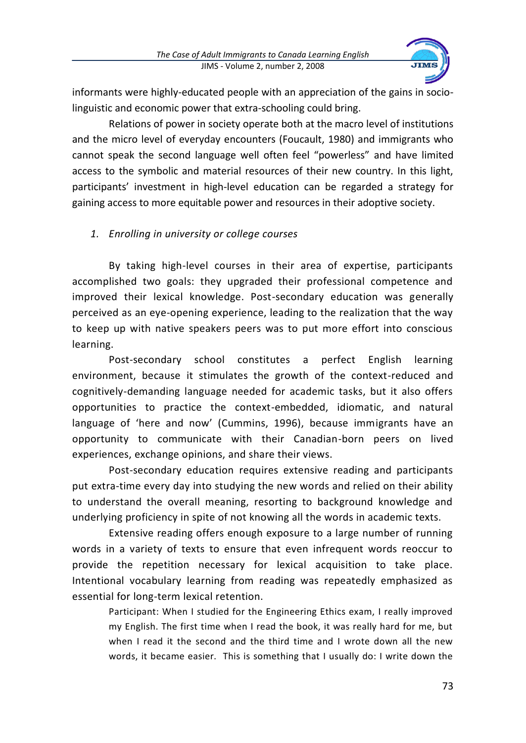informants were highly-educated people with an appreciation of the gains in socio-linguistic and economic power that extra-schooling could bring.

Relations of power in society operate both at the macro level of institutions and the micro level of everyday encounters (Foucault, 1980) and immigrants who cannot speak the second language well often feel "powerless" and have limited access to the symbolic and material resources of their new country. In this light, participants' investment in high-level education can be regarded a strategy for gaining access to more equitable power and resources in their adoptive society.

*1. Enrolling in university or college courses*

By taking high-level courses in their area of expertise, participants accomplished two goals: they upgraded their professional competence and improved their lexical knowledge. Post-secondary education was generally perceived as an eye-opening experience, leading to the realization that the way to keep up with native speakers peers was to put more effort into conscious learning.

Post-secondary school constitutes a perfect English learning environment, because it stimulates the growth of the context-reduced and cognitively-demanding language needed for academic tasks, but it also offers opportunities to practice the context-embedded, idiomatic, and natural language of 'here and now' (Cummins, 1996), because immigrants have an opportunity to communicate with their Canadian-born peers on lived experiences, exchange opinions, and share their views.

Post-secondary education requires extensive reading and participants put extra-time every day into studying the new words and relied on their ability to understand the overall meaning, resorting to background knowledge and underlying proficiency in spite of not knowing all the words in academic texts.

Extensive reading offers enough exposure to a large number of running words in a variety of texts to ensure that even infrequent words reoccur to provide the repetition necessary for lexical acquisition to take place. Intentional vocabulary learning from reading was repeatedly emphasized as essential for long-term lexical retention.

> Participant: When I studied for the Engineering Ethics exam, I really improved my English. The first time when I read the book, it was really hard for me, but when I read it the second and the third time and I wrote down all the new words, it became easier. This is something that I usually do: I write down the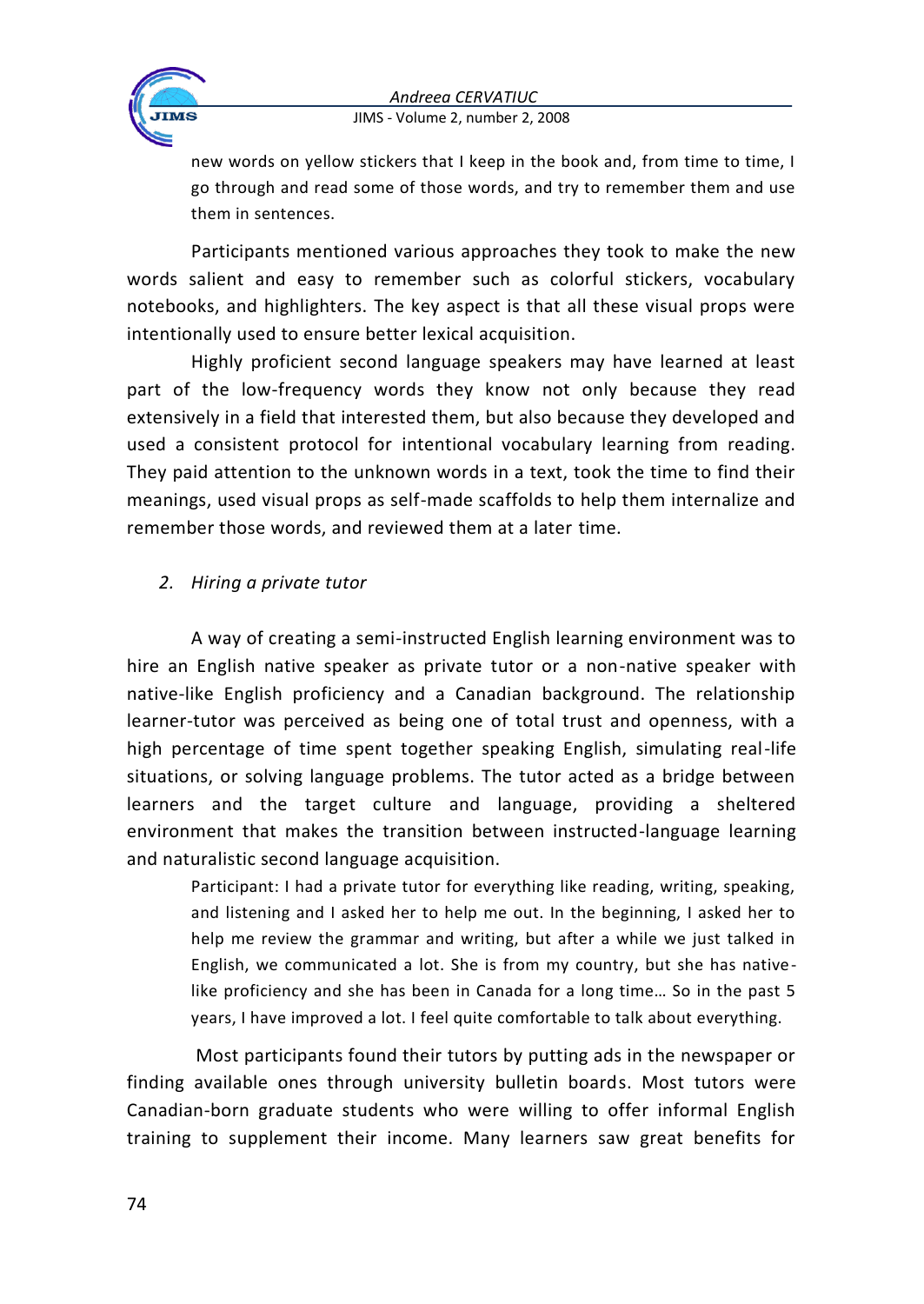new words on yellow stickers that I keep in the book and, from time to time, I go through and read some of those words, and try to remember them and use them in sentences.

Participants mentioned various approaches they took to make the new words salient and easy to remember such as colorful stickers, vocabulary notebooks, and highlighters. The key aspect is that all these visual props were intentionally used to ensure better lexical acquisition.

Highly proficient second language speakers may have learned at least part of the low-frequency words they know not only because they read extensively in a field that interested them, but also because they developed and used a consistent protocol for intentional vocabulary learning from reading. They paid attention to the unknown words in a text, took the time to find their meanings, used visual props as self-made scaffolds to help them internalize and remember those words, and reviewed them at a later time.

2. *Hiring a private tutor*

A way of creating a semi-instructed English learning environment was to hire an English native speaker as private tutor or a non-native speaker with native-like English proficiency and a Canadian background. The relationship learner-tutor was perceived as being one of total trust and openness, with a high percentage of time spent together speaking English, simulating real-life situations, or solving language problems. The tutor acted as a bridge between learners and the target culture and language, providing a sheltered environment that makes the transition between instructed-language learning and naturalistic second language acquisition.

> Participant: I had a private tutor for everything like reading, writing, speaking, and listening and I asked her to help me out. In the beginning, I asked her to help me review the grammar and writing, but after a while we just talked in English, we communicated a lot. She is from my country, but she has native-like proficiency and she has been in Canada for a long time… So in the past 5 years, I have improved a lot. I feel quite comfortable to talk about everything.

Most participants found their tutors by putting ads in the newspaper or finding available ones through university bulletin boards. Most tutors were Canadian-born graduate students who were willing to offer informal English training to supplement their income. Many learners saw great benefits for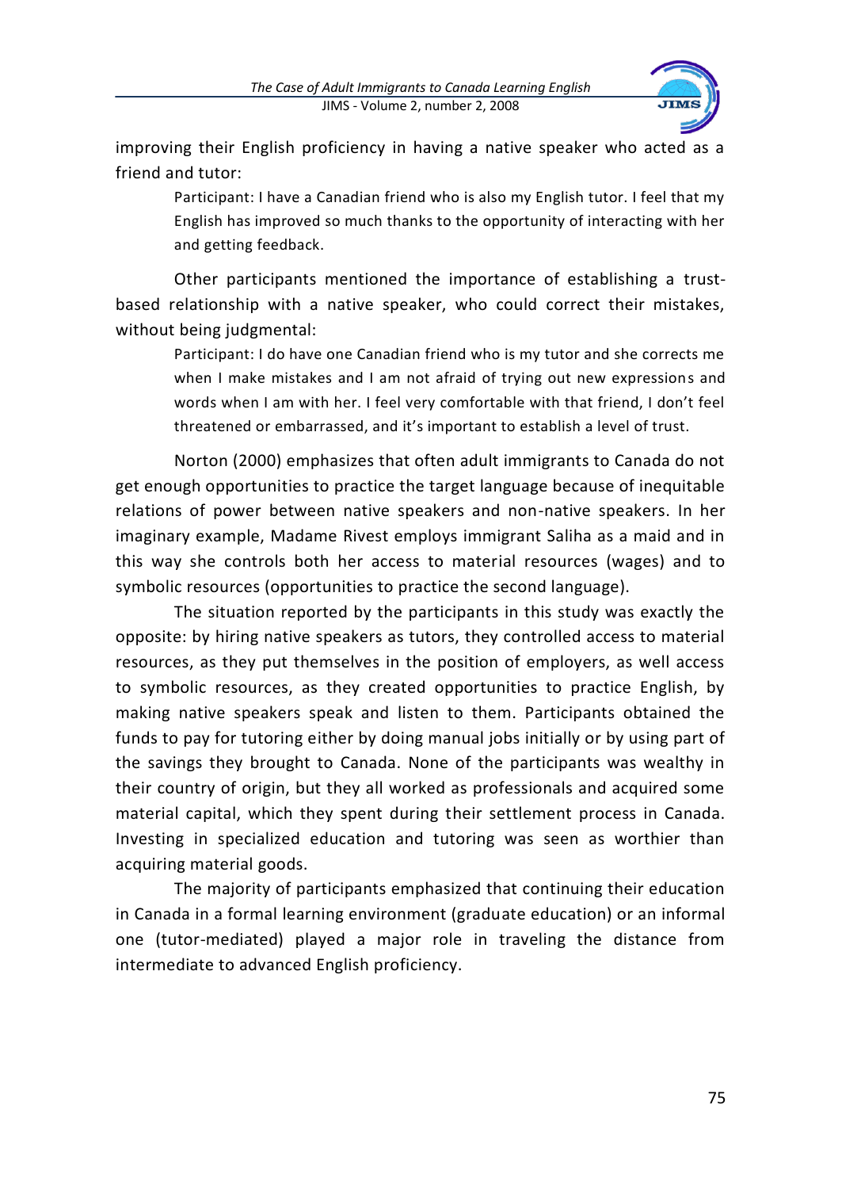improving their English proficiency in having a native speaker who acted as a friend and tutor:

> Participant: I have a Canadian friend who is also my English tutor. I feel that my English has improved so much thanks to the opportunity of interacting with her and getting feedback.

Other participants mentioned the importance of establishing a trust-based relationship with a native speaker, who could correct their mistakes, without being judgmental:

> Participant: I do have one Canadian friend who is my tutor and she corrects me when I make mistakes and I am not afraid of trying out new expressions and words when I am with her. I feel very comfortable with that friend, I don't feel threatened or embarrassed, and it's important to establish a level of trust.

Norton (2000) emphasizes that often adult immigrants to Canada do not get enough opportunities to practice the target language because of inequitable relations of power between native speakers and non-native speakers. In her imaginary example, Madame Rivest employs immigrant Saliha as a maid and in this way she controls both her access to material resources (wages) and to symbolic resources (opportunities to practice the second language).

The situation reported by the participants in this study was exactly the opposite: by hiring native speakers as tutors, they controlled access to material resources, as they put themselves in the position of employers, as well access to symbolic resources, as they created opportunities to practice English, by making native speakers speak and listen to them. Participants obtained the funds to pay for tutoring either by doing manual jobs initially or by using part of the savings they brought to Canada. None of the participants was wealthy in their country of origin, but they all worked as professionals and acquired some material capital, which they spent during their settlement process in Canada. Investing in specialized education and tutoring was seen as worthier than acquiring material goods.

The majority of participants emphasized that continuing their education in Canada in a formal learning environment (graduate education) or an informal one (tutor-mediated) played a major role in traveling the distance from intermediate to advanced English proficiency.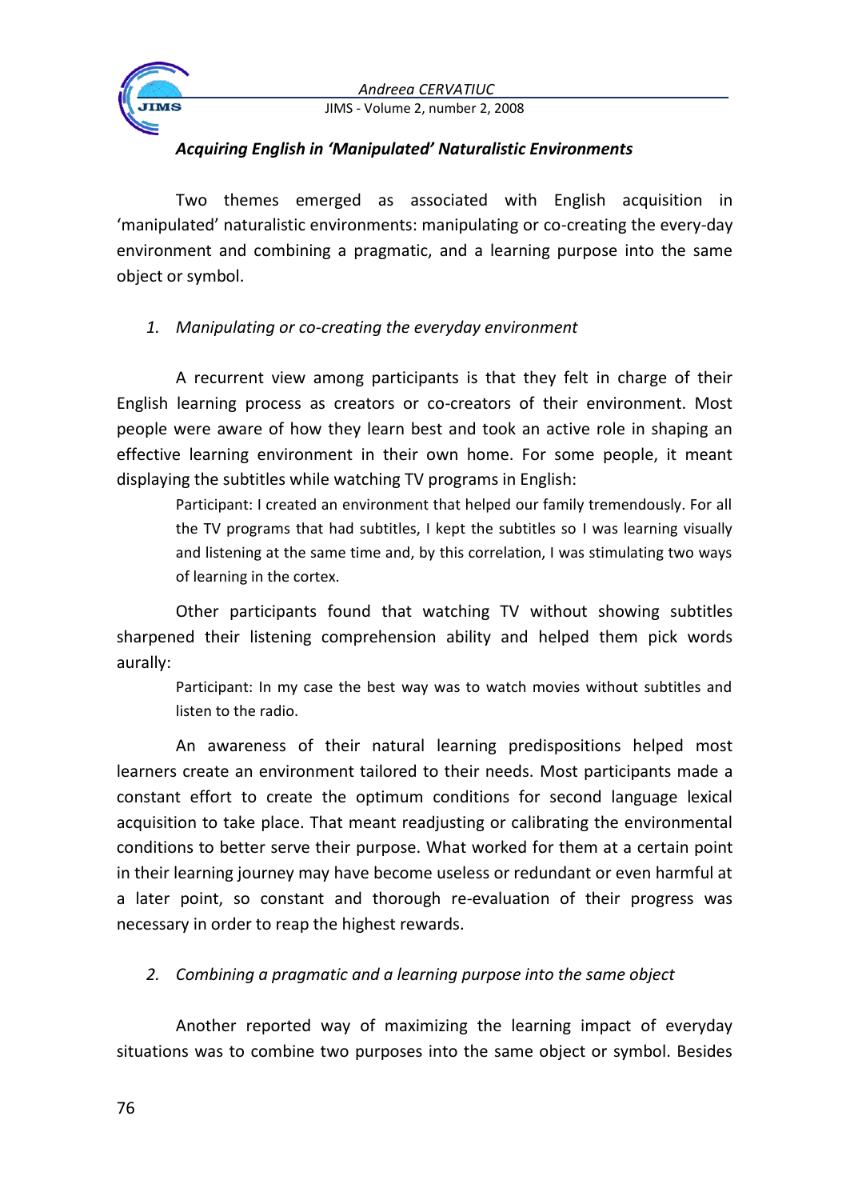### *Acquiring English in 'Manipulated' Naturalistic Environments*

Two themes emerged as associated with English acquisition in 'manipulated' naturalistic environments: manipulating or co-creating the every-day environment and combining a pragmatic, and a learning purpose into the same object or symbol.

1. *Manipulating or co-creating the everyday environment*

A recurrent view among participants is that they felt in charge of their English learning process as creators or co-creators of their environment. Most people were aware of how they learn best and took an active role in shaping an effective learning environment in their own home. For some people, it meant displaying the subtitles while watching TV programs in English:

> Participant: I created an environment that helped our family tremendously. For all the TV programs that had subtitles, I kept the subtitles so I was learning visually and listening at the same time and, by this correlation, I was stimulating two ways of learning in the cortex.

Other participants found that watching TV without showing subtitles sharpened their listening comprehension ability and helped them pick words aurally:

> Participant: In my case the best way was to watch movies without subtitles and listen to the radio.

An awareness of their natural learning predispositions helped most learners create an environment tailored to their needs. Most participants made a constant effort to create the optimum conditions for second language lexical acquisition to take place. That meant readjusting or calibrating the environmental conditions to better serve their purpose. What worked for them at a certain point in their learning journey may have become useless or redundant or even harmful at a later point, so constant and thorough re-evaluation of their progress was necessary in order to reap the highest rewards.

2. *Combining a pragmatic and a learning purpose into the same object*

Another reported way of maximizing the learning impact of everyday situations was to combine two purposes into the same object or symbol. Besides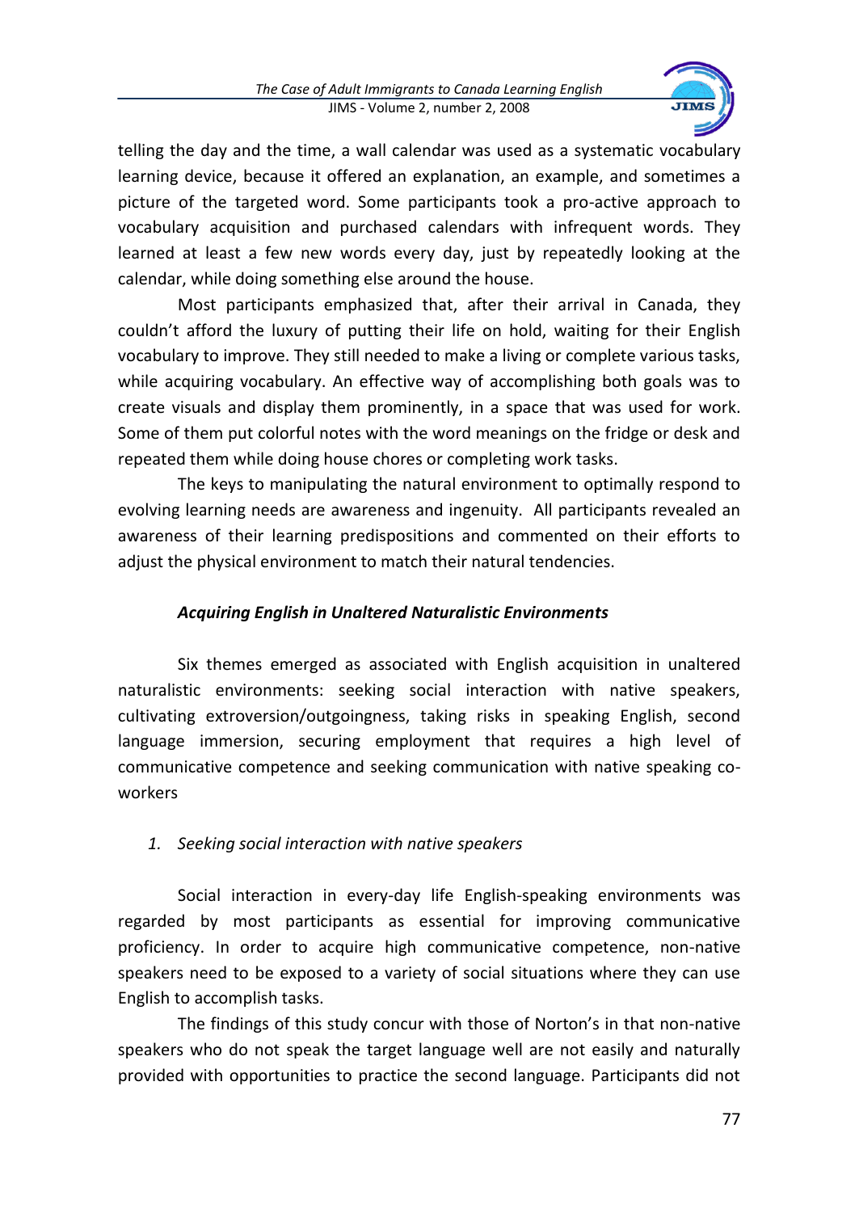telling the day and the time, a wall calendar was used as a systematic vocabulary learning device, because it offered an explanation, an example, and sometimes a picture of the targeted word. Some participants took a pro-active approach to vocabulary acquisition and purchased calendars with infrequent words. They learned at least a few new words every day, just by repeatedly looking at the calendar, while doing something else around the house.

Most participants emphasized that, after their arrival in Canada, they couldn't afford the luxury of putting their life on hold, waiting for their English vocabulary to improve. They still needed to make a living or complete various tasks, while acquiring vocabulary. An effective way of accomplishing both goals was to create visuals and display them prominently, in a space that was used for work. Some of them put colorful notes with the word meanings on the fridge or desk and repeated them while doing house chores or completing work tasks.

The keys to manipulating the natural environment to optimally respond to evolving learning needs are awareness and ingenuity. All participants revealed an awareness of their learning predispositions and commented on their efforts to adjust the physical environment to match their natural tendencies.

### *Acquiring English in Unaltered Naturalistic Environments*

Six themes emerged as associated with English acquisition in unaltered naturalistic environments: seeking social interaction with native speakers, cultivating extroversion/outgoingness, taking risks in speaking English, second language immersion, securing employment that requires a high level of communicative competence and seeking communication with native speaking co-workers

1. *Seeking social interaction with native speakers*

Social interaction in every-day life English-speaking environments was regarded by most participants as essential for improving communicative proficiency. In order to acquire high communicative competence, non-native speakers need to be exposed to a variety of social situations where they can use English to accomplish tasks.

The findings of this study concur with those of Norton's in that non-native speakers who do not speak the target language well are not easily and naturally provided with opportunities to practice the second language. Participants did not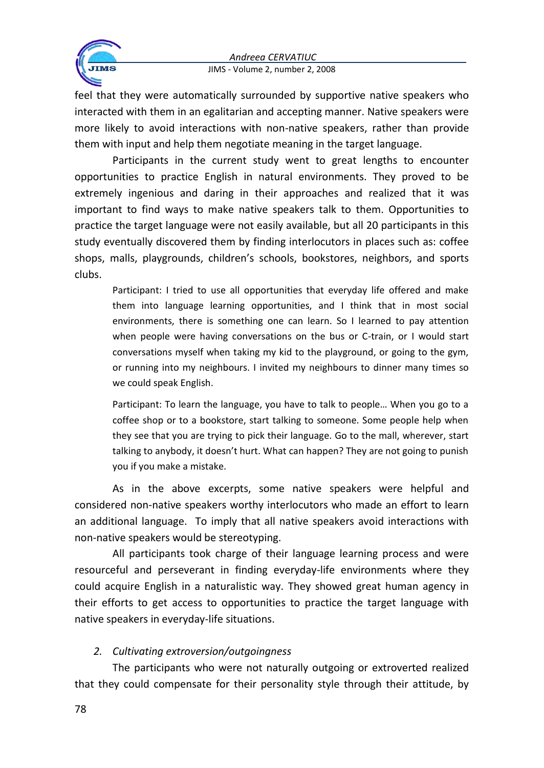feel that they were automatically surrounded by supportive native speakers who interacted with them in an egalitarian and accepting manner. Native speakers were more likely to avoid interactions with non-native speakers, rather than provide them with input and help them negotiate meaning in the target language.

Participants in the current study went to great lengths to encounter opportunities to practice English in natural environments. They proved to be extremely ingenious and daring in their approaches and realized that it was important to find ways to make native speakers talk to them. Opportunities to practice the target language were not easily available, but all 20 participants in this study eventually discovered them by finding interlocutors in places such as: coffee shops, malls, playgrounds, children's schools, bookstores, neighbors, and sports clubs.

> Participant: I tried to use all opportunities that everyday life offered and make them into language learning opportunities, and I think that in most social environments, there is something one can learn. So I learned to pay attention when people were having conversations on the bus or C-train, or I would start conversations myself when taking my kid to the playground, or going to the gym, or running into my neighbours. I invited my neighbours to dinner many times so we could speak English.

> Participant: To learn the language, you have to talk to people… When you go to a coffee shop or to a bookstore, start talking to someone. Some people help when they see that you are trying to pick their language. Go to the mall, wherever, start talking to anybody, it doesn't hurt. What can happen? They are not going to punish you if you make a mistake.

As in the above excerpts, some native speakers were helpful and considered non-native speakers worthy interlocutors who made an effort to learn an additional language. To imply that all native speakers avoid interactions with non-native speakers would be stereotyping.

All participants took charge of their language learning process and were resourceful and perseverant in finding everyday-life environments where they could acquire English in a naturalistic way. They showed great human agency in their efforts to get access to opportunities to practice the target language with native speakers in everyday-life situations.

*2. Cultivating extroversion/outgoingness*

The participants who were not naturally outgoing or extroverted realized that they could compensate for their personality style through their attitude, by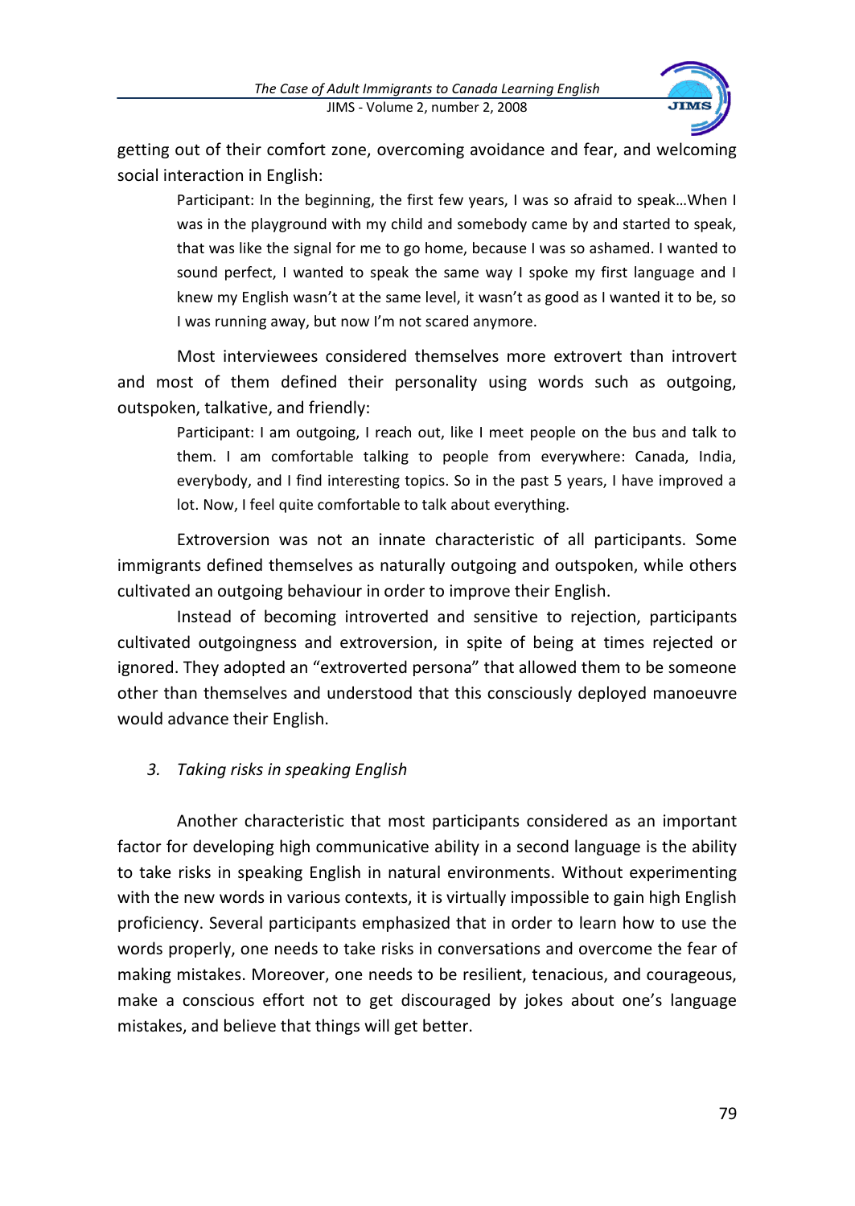getting out of their comfort zone, overcoming avoidance and fear, and welcoming social interaction in English:

> Participant: In the beginning, the first few years, I was so afraid to speak…When I was in the playground with my child and somebody came by and started to speak, that was like the signal for me to go home, because I was so ashamed. I wanted to sound perfect, I wanted to speak the same way I spoke my first language and I knew my English wasn't at the same level, it wasn't as good as I wanted it to be, so I was running away, but now I'm not scared anymore.

Most interviewees considered themselves more extrovert than introvert and most of them defined their personality using words such as outgoing, outspoken, talkative, and friendly:

> Participant: I am outgoing, I reach out, like I meet people on the bus and talk to them. I am comfortable talking to people from everywhere: Canada, India, everybody, and I find interesting topics. So in the past 5 years, I have improved a lot. Now, I feel quite comfortable to talk about everything.

Extroversion was not an innate characteristic of all participants. Some immigrants defined themselves as naturally outgoing and outspoken, while others cultivated an outgoing behaviour in order to improve their English.

Instead of becoming introverted and sensitive to rejection, participants cultivated outgoingness and extroversion, in spite of being at times rejected or ignored. They adopted an "extroverted persona" that allowed them to be someone other than themselves and understood that this consciously deployed manoeuvre would advance their English.

### 3. *Taking risks in speaking English*

Another characteristic that most participants considered as an important factor for developing high communicative ability in a second language is the ability to take risks in speaking English in natural environments. Without experimenting with the new words in various contexts, it is virtually impossible to gain high English proficiency. Several participants emphasized that in order to learn how to use the words properly, one needs to take risks in conversations and overcome the fear of making mistakes. Moreover, one needs to be resilient, tenacious, and courageous, make a conscious effort not to get discouraged by jokes about one's language mistakes, and believe that things will get better.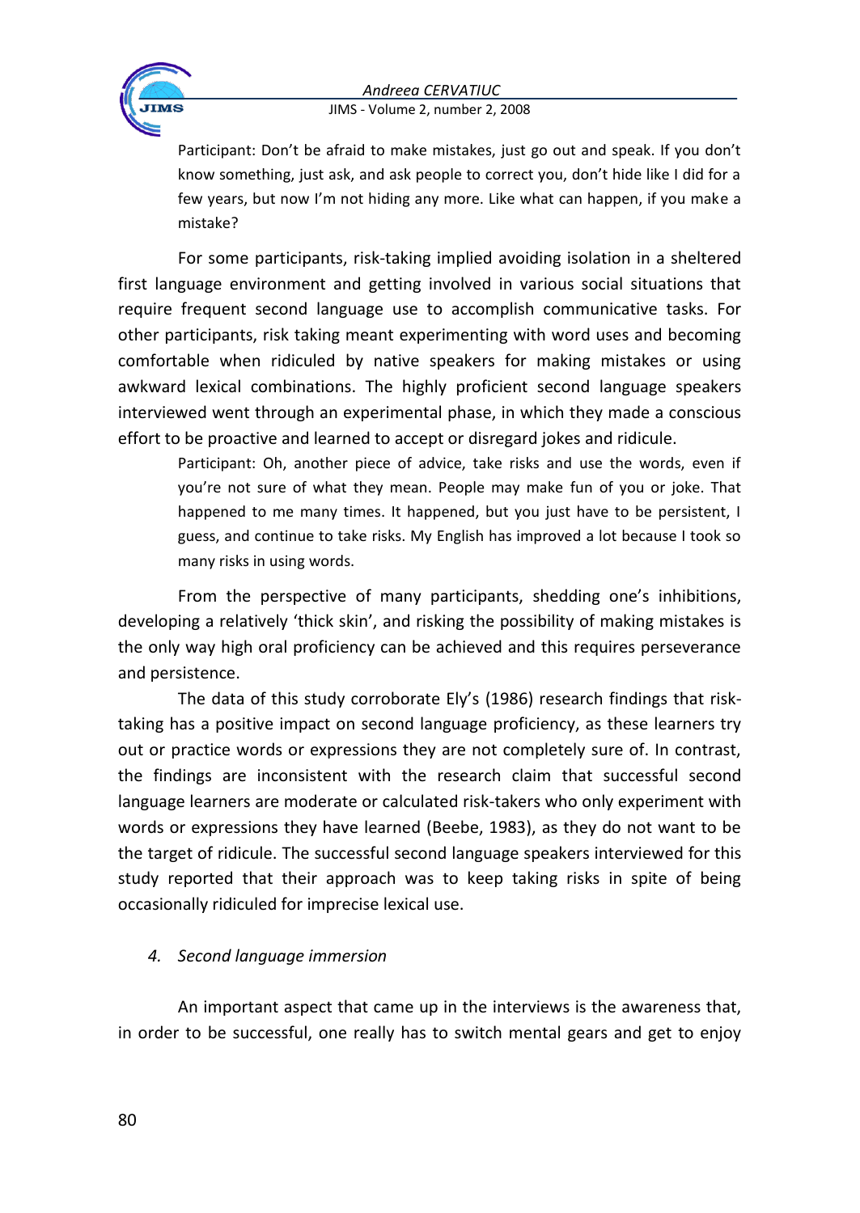> Participant: Don't be afraid to make mistakes, just go out and speak. If you don't know something, just ask, and ask people to correct you, don't hide like I did for a few years, but now I'm not hiding any more. Like what can happen, if you make a mistake?

For some participants, risk-taking implied avoiding isolation in a sheltered first language environment and getting involved in various social situations that require frequent second language use to accomplish communicative tasks. For other participants, risk taking meant experimenting with word uses and becoming comfortable when ridiculed by native speakers for making mistakes or using awkward lexical combinations. The highly proficient second language speakers interviewed went through an experimental phase, in which they made a conscious effort to be proactive and learned to accept or disregard jokes and ridicule.

> Participant: Oh, another piece of advice, take risks and use the words, even if you're not sure of what they mean. People may make fun of you or joke. That happened to me many times. It happened, but you just have to be persistent, I guess, and continue to take risks. My English has improved a lot because I took so many risks in using words.

From the perspective of many participants, shedding one's inhibitions, developing a relatively 'thick skin', and risking the possibility of making mistakes is the only way high oral proficiency can be achieved and this requires perseverance and persistence.

The data of this study corroborate Ely's (1986) research findings that risk-taking has a positive impact on second language proficiency, as these learners try out or practice words or expressions they are not completely sure of. In contrast, the findings are inconsistent with the research claim that successful second language learners are moderate or calculated risk-takers who only experiment with words or expressions they have learned (Beebe, 1983), as they do not want to be the target of ridicule. The successful second language speakers interviewed for this study reported that their approach was to keep taking risks in spite of being occasionally ridiculed for imprecise lexical use.

### *4. Second language immersion*

An important aspect that came up in the interviews is the awareness that, in order to be successful, one really has to switch mental gears and get to enjoy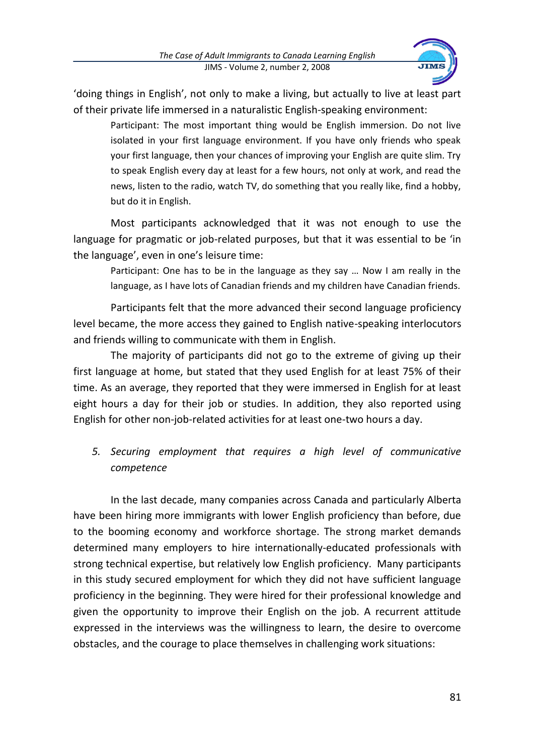'doing things in English', not only to make a living, but actually to live at least part of their private life immersed in a naturalistic English-speaking environment:

> Participant: The most important thing would be English immersion. Do not live isolated in your first language environment. If you have only friends who speak your first language, then your chances of improving your English are quite slim. Try to speak English every day at least for a few hours, not only at work, and read the news, listen to the radio, watch TV, do something that you really like, find a hobby, but do it in English.

Most participants acknowledged that it was not enough to use the language for pragmatic or job-related purposes, but that it was essential to be 'in the language', even in one's leisure time:

> Participant: One has to be in the language as they say … Now I am really in the language, as I have lots of Canadian friends and my children have Canadian friends.

Participants felt that the more advanced their second language proficiency level became, the more access they gained to English native-speaking interlocutors and friends willing to communicate with them in English.

The majority of participants did not go to the extreme of giving up their first language at home, but stated that they used English for at least 75% of their time. As an average, they reported that they were immersed in English for at least eight hours a day for their job or studies. In addition, they also reported using English for other non-job-related activities for at least one-two hours a day.

*5. Securing employment that requires a high level of communicative competence*

In the last decade, many companies across Canada and particularly Alberta have been hiring more immigrants with lower English proficiency than before, due to the booming economy and workforce shortage. The strong market demands determined many employers to hire internationally-educated professionals with strong technical expertise, but relatively low English proficiency. Many participants in this study secured employment for which they did not have sufficient language proficiency in the beginning. They were hired for their professional knowledge and given the opportunity to improve their English on the job. A recurrent attitude expressed in the interviews was the willingness to learn, the desire to overcome obstacles, and the courage to place themselves in challenging work situations: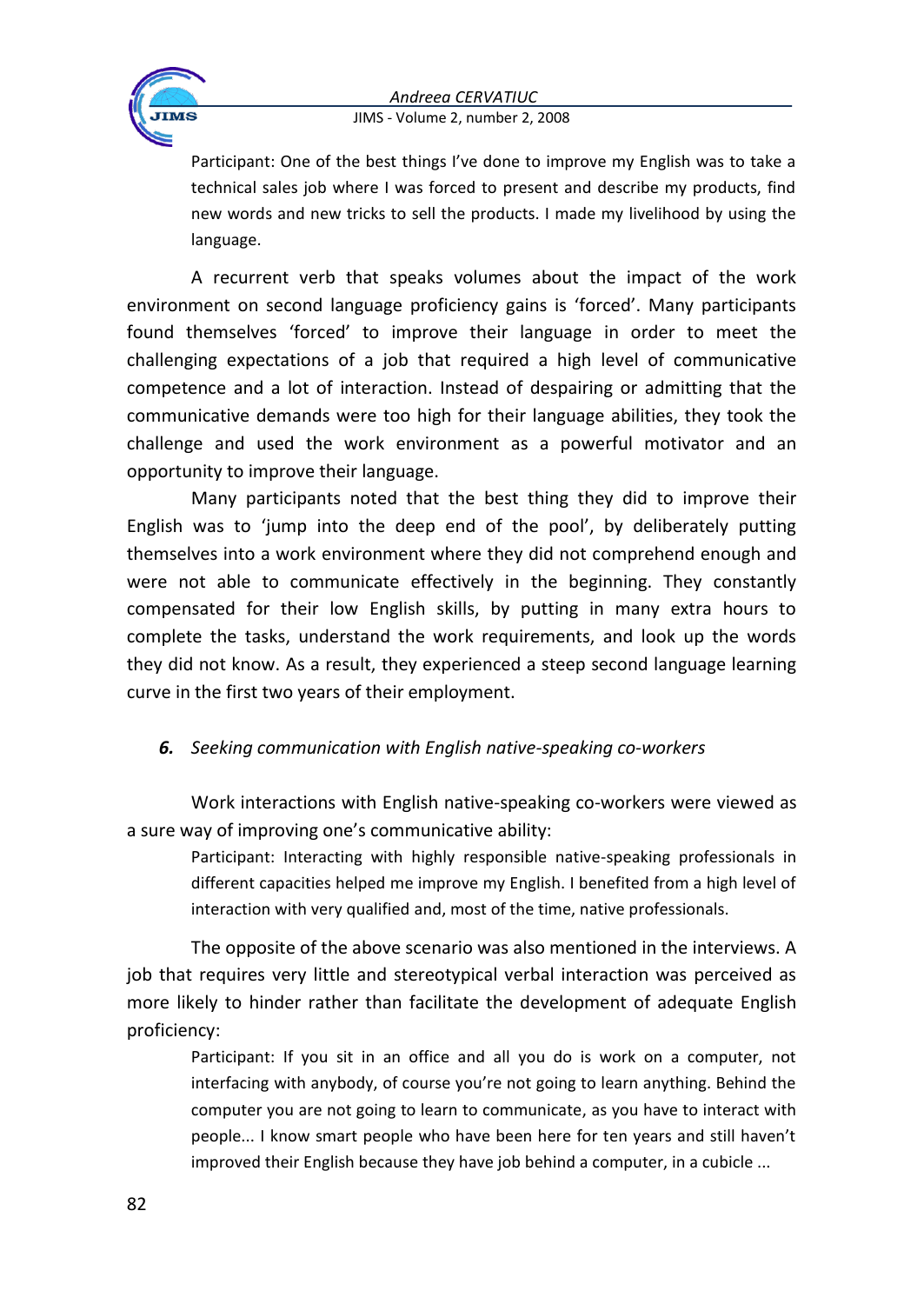> Participant: One of the best things I've done to improve my English was to take a technical sales job where I was forced to present and describe my products, find new words and new tricks to sell the products. I made my livelihood by using the language.

A recurrent verb that speaks volumes about the impact of the work environment on second language proficiency gains is 'forced'. Many participants found themselves 'forced' to improve their language in order to meet the challenging expectations of a job that required a high level of communicative competence and a lot of interaction. Instead of despairing or admitting that the communicative demands were too high for their language abilities, they took the challenge and used the work environment as a powerful motivator and an opportunity to improve their language.

Many participants noted that the best thing they did to improve their English was to 'jump into the deep end of the pool', by deliberately putting themselves into a work environment where they did not comprehend enough and were not able to communicate effectively in the beginning. They constantly compensated for their low English skills, by putting in many extra hours to complete the tasks, understand the work requirements, and look up the words they did not know. As a result, they experienced a steep second language learning curve in the first two years of their employment.

### *6. Seeking communication with English native-speaking co-workers*

Work interactions with English native-speaking co-workers were viewed as a sure way of improving one's communicative ability:

> Participant: Interacting with highly responsible native-speaking professionals in different capacities helped me improve my English. I benefited from a high level of interaction with very qualified and, most of the time, native professionals.

The opposite of the above scenario was also mentioned in the interviews. A job that requires very little and stereotypical verbal interaction was perceived as more likely to hinder rather than facilitate the development of adequate English proficiency:

> Participant: If you sit in an office and all you do is work on a computer, not interfacing with anybody, of course you're not going to learn anything. Behind the computer you are not going to learn to communicate, as you have to interact with people... I know smart people who have been here for ten years and still haven't improved their English because they have job behind a computer, in a cubicle ...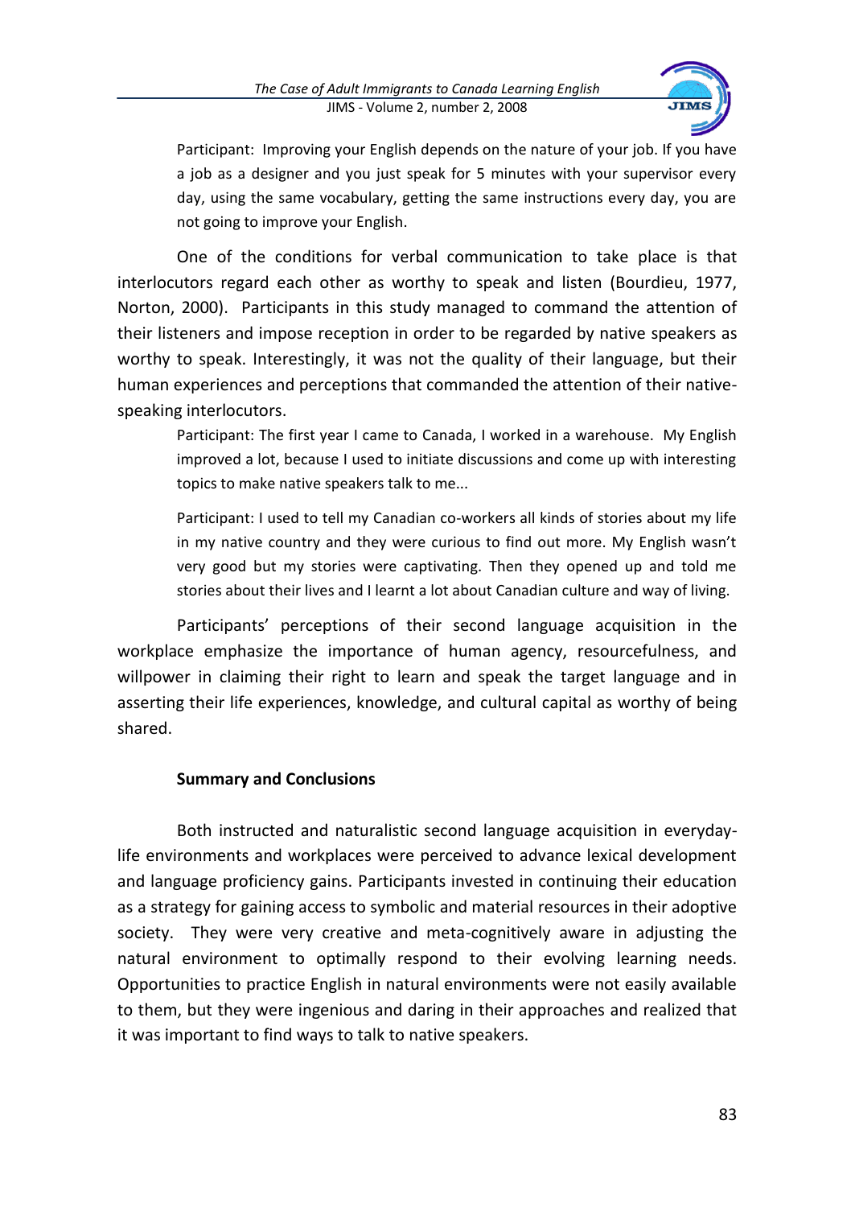> Participant: Improving your English depends on the nature of your job. If you have a job as a designer and you just speak for 5 minutes with your supervisor every day, using the same vocabulary, getting the same instructions every day, you are not going to improve your English.

One of the conditions for verbal communication to take place is that interlocutors regard each other as worthy to speak and listen (Bourdieu, 1977, Norton, 2000). Participants in this study managed to command the attention of their listeners and impose reception in order to be regarded by native speakers as worthy to speak. Interestingly, it was not the quality of their language, but their human experiences and perceptions that commanded the attention of their native-speaking interlocutors.

> Participant: The first year I came to Canada, I worked in a warehouse. My English improved a lot, because I used to initiate discussions and come up with interesting topics to make native speakers talk to me...

> Participant: I used to tell my Canadian co-workers all kinds of stories about my life in my native country and they were curious to find out more. My English wasn't very good but my stories were captivating. Then they opened up and told me stories about their lives and I learnt a lot about Canadian culture and way of living.

Participants' perceptions of their second language acquisition in the workplace emphasize the importance of human agency, resourcefulness, and willpower in claiming their right to learn and speak the target language and in asserting their life experiences, knowledge, and cultural capital as worthy of being shared.

## Summary and Conclusions

Both instructed and naturalistic second language acquisition in everyday-life environments and workplaces were perceived to advance lexical development and language proficiency gains. Participants invested in continuing their education as a strategy for gaining access to symbolic and material resources in their adoptive society. They were very creative and meta-cognitively aware in adjusting the natural environment to optimally respond to their evolving learning needs. Opportunities to practice English in natural environments were not easily available to them, but they were ingenious and daring in their approaches and realized that it was important to find ways to talk to native speakers.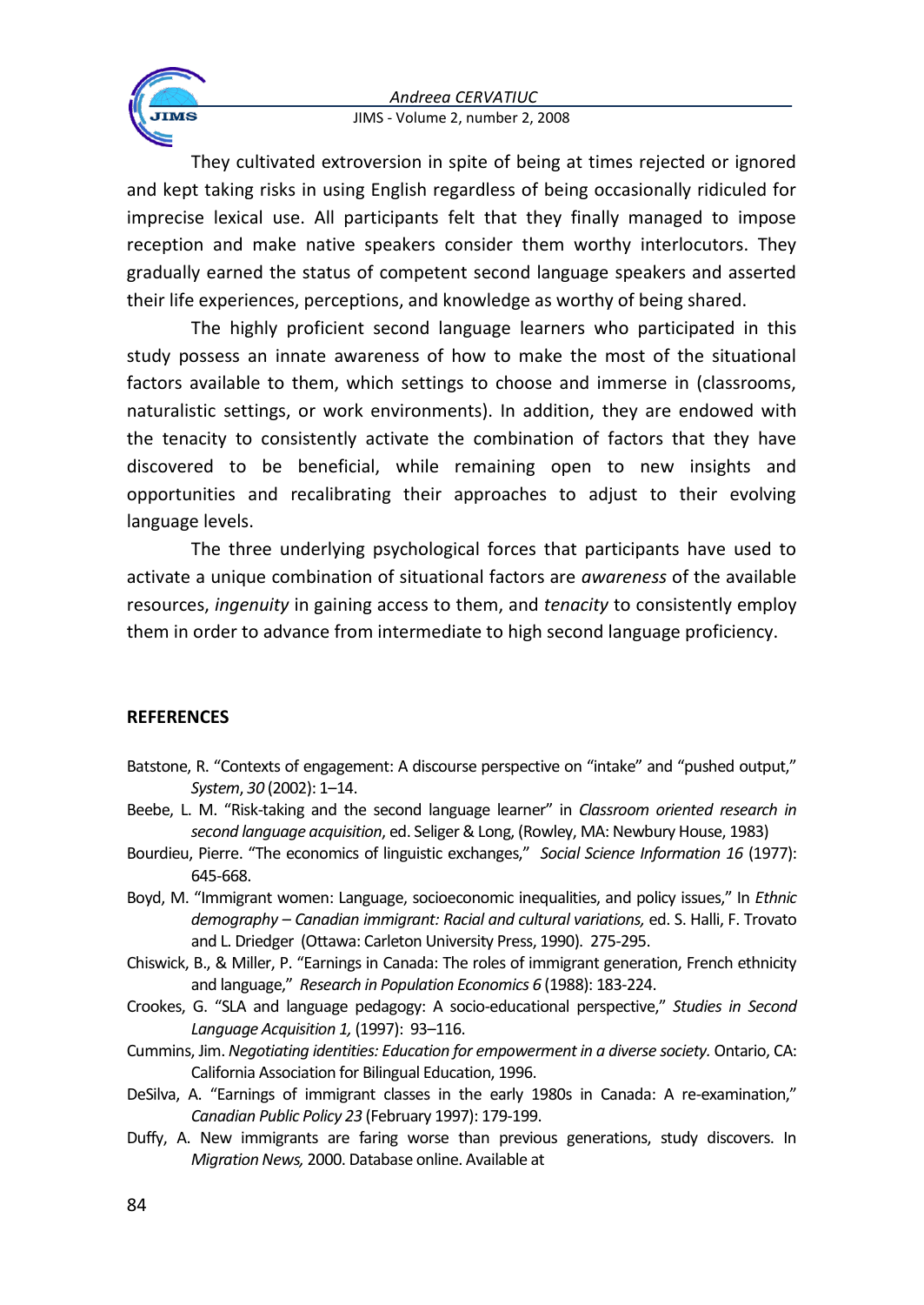They cultivated extroversion in spite of being at times rejected or ignored and kept taking risks in using English regardless of being occasionally ridiculed for imprecise lexical use. All participants felt that they finally managed to impose reception and make native speakers consider them worthy interlocutors. They gradually earned the status of competent second language speakers and asserted their life experiences, perceptions, and knowledge as worthy of being shared.

The highly proficient second language learners who participated in this study possess an innate awareness of how to make the most of the situational factors available to them, which settings to choose and immerse in (classrooms, naturalistic settings, or work environments). In addition, they are endowed with the tenacity to consistently activate the combination of factors that they have discovered to be beneficial, while remaining open to new insights and opportunities and recalibrating their approaches to adjust to their evolving language levels.

The three underlying psychological forces that participants have used to activate a unique combination of situational factors are *awareness* of the available resources, *ingenuity* in gaining access to them, and *tenacity* to consistently employ them in order to advance from intermediate to high second language proficiency.

## REFERENCES

Batstone, R. "Contexts of engagement: A discourse perspective on "intake" and "pushed output," *System*, *30* (2002): 1–14.

Beebe, L. M. "Risk-taking and the second language learner" in *Classroom oriented research in second language acquisition*, ed. Seliger & Long, (Rowley, MA: Newbury House, 1983)

Bourdieu, Pierre. "The economics of linguistic exchanges," *Social Science Information 16* (1977): 645-668.

Boyd, M. "Immigrant women: Language, socioeconomic inequalities, and policy issues," In *Ethnic demography – Canadian immigrant: Racial and cultural variations,* ed. S. Halli, F. Trovato and L. Driedger (Ottawa: Carleton University Press, 1990). 275-295.

Chiswick, B., & Miller, P. "Earnings in Canada: The roles of immigrant generation, French ethnicity and language," *Research in Population Economics 6* (1988): 183-224.

Crookes, G. "SLA and language pedagogy: A socio-educational perspective," *Studies in Second Language Acquisition 1,* (1997): 93–116.

Cummins, Jim. *Negotiating identities: Education for empowerment in a diverse society.* Ontario, CA: California Association for Bilingual Education, 1996.

DeSilva, A. "Earnings of immigrant classes in the early 1980s in Canada: A re-examination," *Canadian Public Policy 23* (February 1997): 179-199.

Duffy, A. New immigrants are faring worse than previous generations, study discovers. In *Migration News,* 2000. Database online. Available at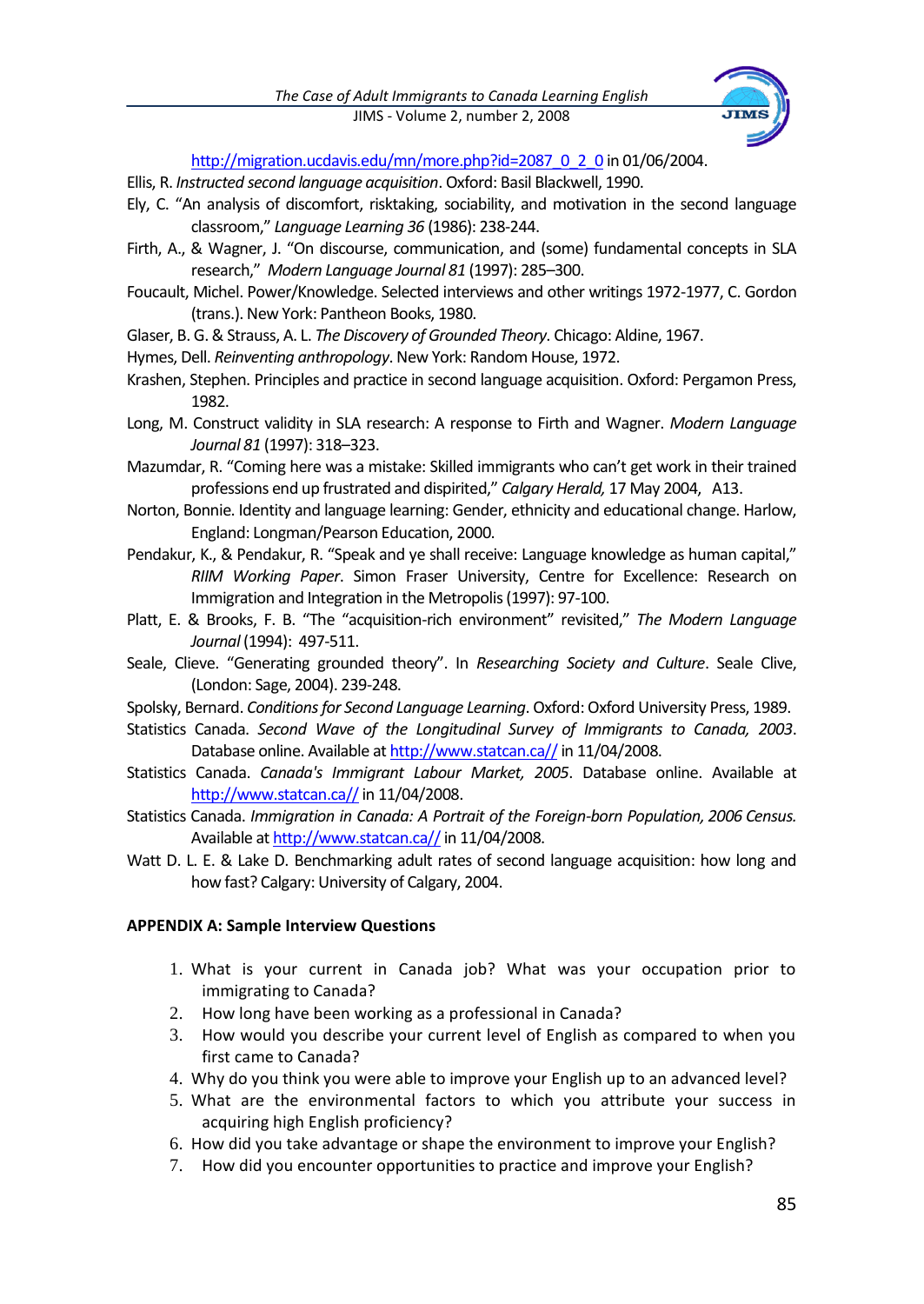http://migration.ucdavis.edu/mn/more.php?id=2087_0_2_0 in 01/06/2004.

Ellis, R. *Instructed second language acquisition*. Oxford: Basil Blackwell, 1990.

Ely, C. "An analysis of discomfort, risktaking, sociability, and motivation in the second language classroom," *Language Learning 36* (1986): 238-244.

Firth, A., & Wagner, J. "On discourse, communication, and (some) fundamental concepts in SLA research," *Modern Language Journal 81* (1997): 285–300.

Foucault, Michel. Power/Knowledge. Selected interviews and other writings 1972-1977, C. Gordon (trans.). New York: Pantheon Books, 1980.

Glaser, B. G. & Strauss, A. L. *The Discovery of Grounded Theory*. Chicago: Aldine, 1967.

Hymes, Dell. *Reinventing anthropology*. New York: Random House, 1972.

Krashen, Stephen. Principles and practice in second language acquisition. Oxford: Pergamon Press, 1982.

Long, M. Construct validity in SLA research: A response to Firth and Wagner. *Modern Language Journal 81* (1997): 318–323.

Mazumdar, R. "Coming here was a mistake: Skilled immigrants who can't get work in their trained professions end up frustrated and dispirited," *Calgary Herald,* 17 May 2004, A13.

Norton, Bonnie. Identity and language learning: Gender, ethnicity and educational change. Harlow, England: Longman/Pearson Education, 2000.

Pendakur, K., & Pendakur, R. "Speak and ye shall receive: Language knowledge as human capital," *RIIM Working Paper*. Simon Fraser University, Centre for Excellence: Research on Immigration and Integration in the Metropolis (1997): 97-100.

Platt, E. & Brooks, F. B. "The "acquisition-rich environment" revisited," *The Modern Language Journal* (1994): 497-511.

Seale, Clieve. "Generating grounded theory". In *Researching Society and Culture*. Seale Clive, (London: Sage, 2004). 239-248.

Spolsky, Bernard. *Conditions for Second Language Learning*. Oxford: Oxford University Press, 1989.

Statistics Canada. *Second Wave of the Longitudinal Survey of Immigrants to Canada, 2003*. Database online. Available at http://www.statcan.ca// in 11/04/2008.

Statistics Canada. *Canada's Immigrant Labour Market, 2005*. Database online. Available at http://www.statcan.ca// in 11/04/2008.

Statistics Canada. *Immigration in Canada: A Portrait of the Foreign-born Population, 2006 Census.* Available at http://www.statcan.ca// in 11/04/2008.

Watt D. L. E. & Lake D. Benchmarking adult rates of second language acquisition: how long and how fast? Calgary: University of Calgary, 2004.

**APPENDIX A: Sample Interview Questions**

1. What is your current in Canada job? What was your occupation prior to immigrating to Canada?
2. How long have been working as a professional in Canada?
3. How would you describe your current level of English as compared to when you first came to Canada?
4. Why do you think you were able to improve your English up to an advanced level?
5. What are the environmental factors to which you attribute your success in acquiring high English proficiency?
6. How did you take advantage or shape the environment to improve your English?
7. How did you encounter opportunities to practice and improve your English?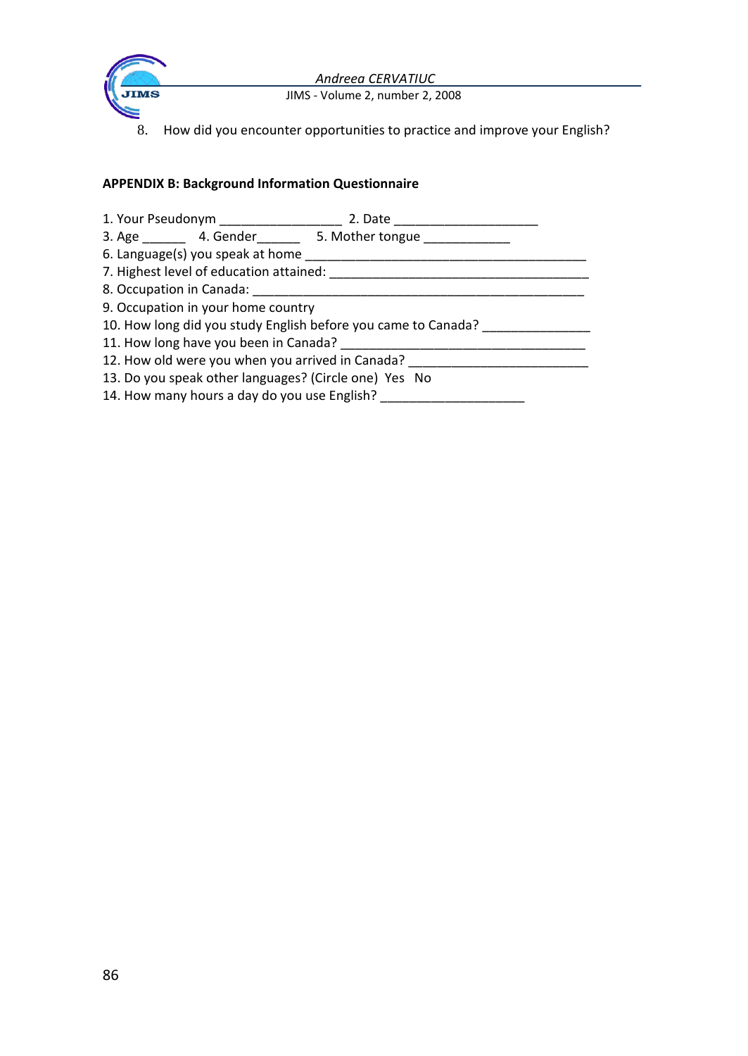8. How did you encounter opportunities to practice and improve your English?

**APPENDIX B: Background Information Questionnaire**

1. Your Pseudonym _________________ 2. Date ____________________
3. Age ______ 4. Gender______ 5. Mother tongue ____________
6. Language(s) you speak at home _______________________________________
7. Highest level of education attained: ____________________________________
8. Occupation in Canada: ______________________________________________
9. Occupation in your home country
10. How long did you study English before you came to Canada? _______________
11. How long have you been in Canada? __________________________________
12. How old were you when you arrived in Canada? _________________________
13. Do you speak other languages? (Circle one) Yes No
14. How many hours a day do you use English? ____________________